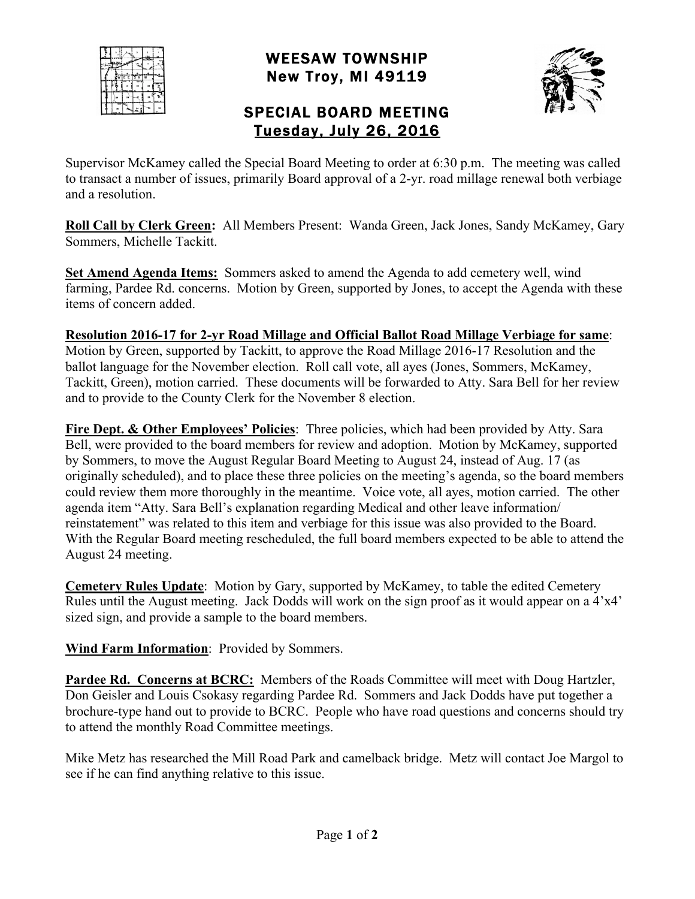# WEESAW TOWNSHIP
## New Troy, MI 49119

## SPECIAL BOARD MEETING
## Tuesday, July 26, 2016

Supervisor McKamey called the Special Board Meeting to order at 6:30 p.m. The meeting was called to transact a number of issues, primarily Board approval of a 2-yr. road millage renewal both verbiage and a resolution.

**Roll Call by Clerk Green:** All Members Present: Wanda Green, Jack Jones, Sandy McKamey, Gary Sommers, Michelle Tackitt.

**Set Amend Agenda Items:** Sommers asked to amend the Agenda to add cemetery well, wind farming, Pardee Rd. concerns. Motion by Green, supported by Jones, to accept the Agenda with these items of concern added.

**Resolution 2016-17 for 2-yr Road Millage and Official Ballot Road Millage Verbiage for same**: Motion by Green, supported by Tackitt, to approve the Road Millage 2016-17 Resolution and the ballot language for the November election. Roll call vote, all ayes (Jones, Sommers, McKamey, Tackitt, Green), motion carried. These documents will be forwarded to Atty. Sara Bell for her review and to provide to the County Clerk for the November 8 election.

**Fire Dept. & Other Employees' Policies**: Three policies, which had been provided by Atty. Sara Bell, were provided to the board members for review and adoption. Motion by McKamey, supported by Sommers, to move the August Regular Board Meeting to August 24, instead of Aug. 17 (as originally scheduled), and to place these three policies on the meeting's agenda, so the board members could review them more thoroughly in the meantime. Voice vote, all ayes, motion carried. The other agenda item "Atty. Sara Bell's explanation regarding Medical and other leave information/ reinstatement" was related to this item and verbiage for this issue was also provided to the Board. With the Regular Board meeting rescheduled, the full board members expected to be able to attend the August 24 meeting.

**Cemetery Rules Update**: Motion by Gary, supported by McKamey, to table the edited Cemetery Rules until the August meeting. Jack Dodds will work on the sign proof as it would appear on a 4'x4' sized sign, and provide a sample to the board members.

**Wind Farm Information**: Provided by Sommers.

**Pardee Rd. Concerns at BCRC:** Members of the Roads Committee will meet with Doug Hartzler, Don Geisler and Louis Csokasy regarding Pardee Rd. Sommers and Jack Dodds have put together a brochure-type hand out to provide to BCRC. People who have road questions and concerns should try to attend the monthly Road Committee meetings.

Mike Metz has researched the Mill Road Park and camelback bridge. Metz will contact Joe Margol to see if he can find anything relative to this issue.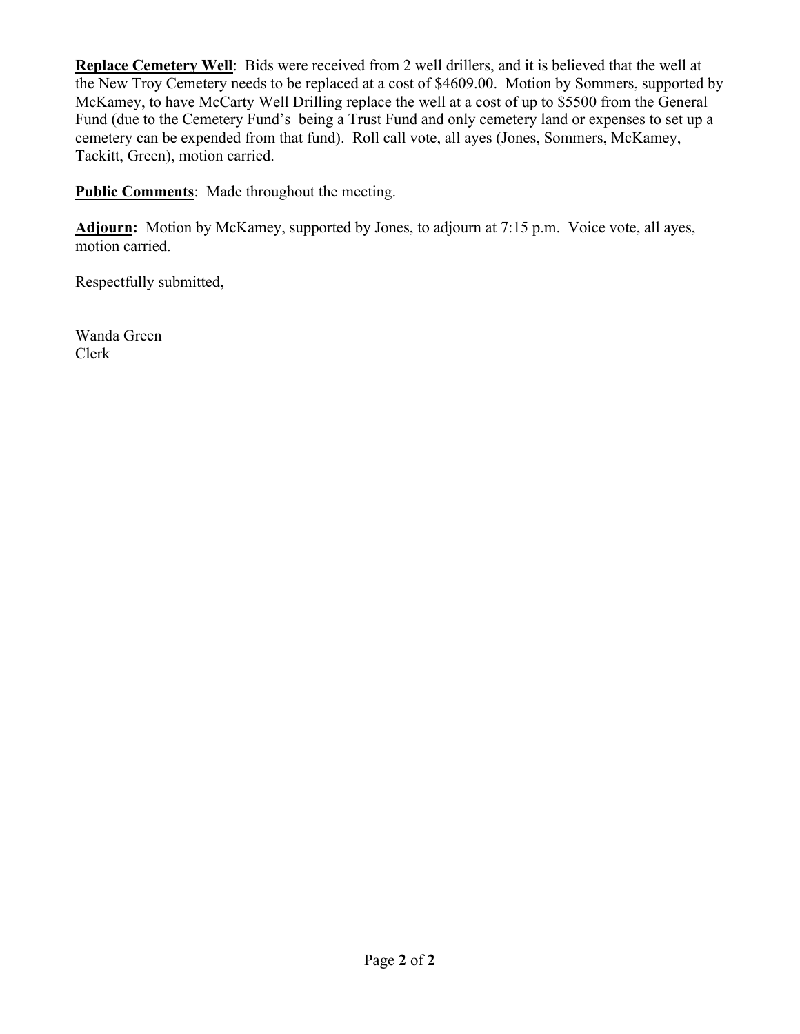**<u>Replace Cemetery Well</u>**: Bids were received from 2 well drillers, and it is believed that the well at the New Troy Cemetery needs to be replaced at a cost of $4609.00. Motion by Sommers, supported by McKamey, to have McCarty Well Drilling replace the well at a cost of up to $5500 from the General Fund (due to the Cemetery Fund's being a Trust Fund and only cemetery land or expenses to set up a cemetery can be expended from that fund). Roll call vote, all ayes (Jones, Sommers, McKamey, Tackitt, Green), motion carried.

**<u>Public Comments</u>**: Made throughout the meeting.

**<u>Adjourn</u>:** Motion by McKamey, supported by Jones, to adjourn at 7:15 p.m. Voice vote, all ayes, motion carried.

Respectfully submitted,

Wanda Green
Clerk